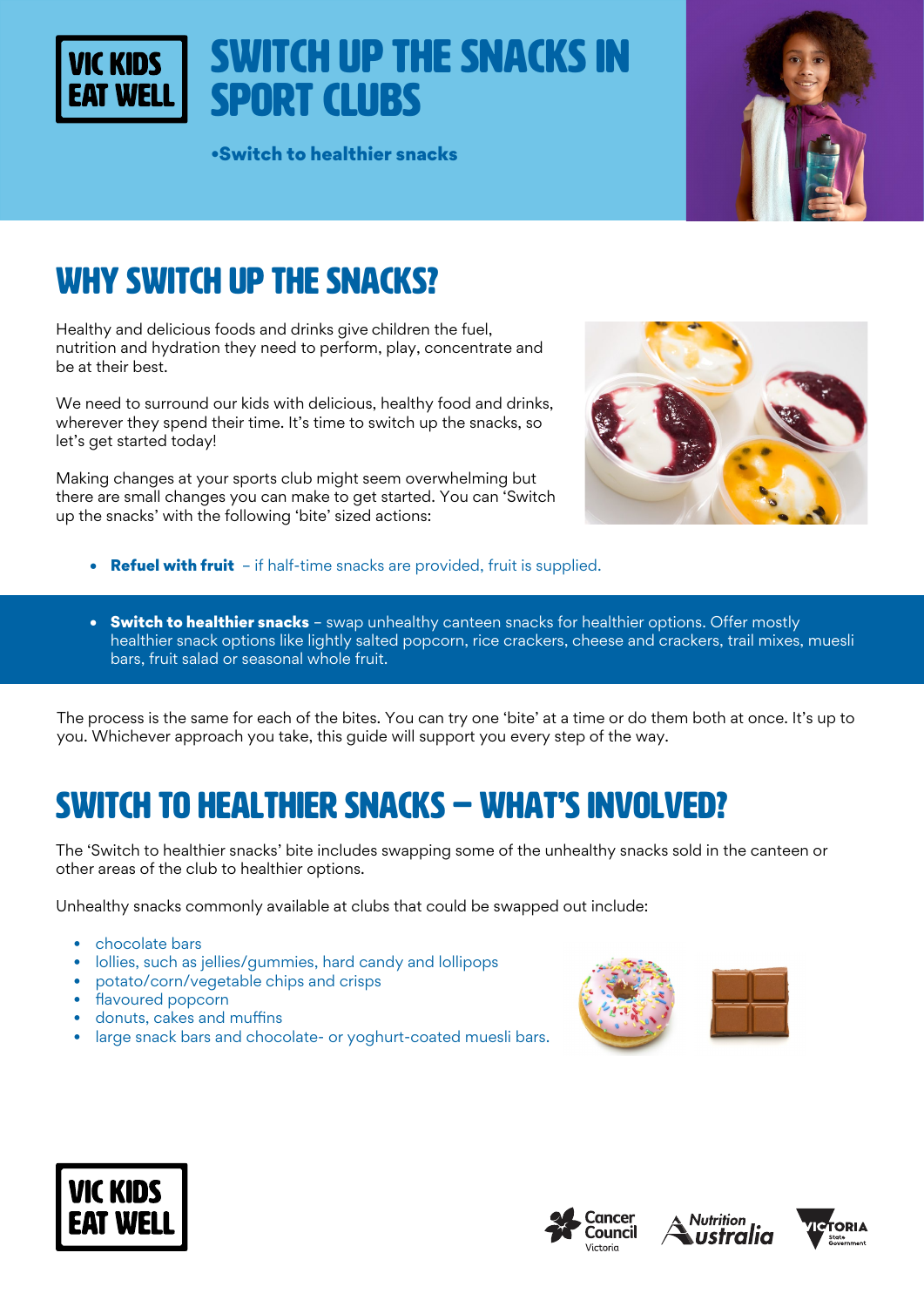VIC KIDS EAT WELL

# SWITCH UP THE SNACKS IN SPORT CLUBS

•Switch to healthier snacks

## WHY SWITCH UP THE SNACKS?

Healthy and delicious foods and drinks give children the fuel, nutrition and hydration they need to perform, play, concentrate and be at their best.

We need to surround our kids with delicious, healthy food and drinks, wherever they spend their time. It's time to switch up the snacks, so let's get started today!

Making changes at your sports club might seem overwhelming but there are small changes you can make to get started. You can 'Switch up the snacks' with the following 'bite' sized actions:

- **Refuel with fruit** – if half-time snacks are provided, fruit is supplied.
- **Switch to healthier snacks** – swap unhealthy canteen snacks for healthier options. Offer mostly healthier snack options like lightly salted popcorn, rice crackers, cheese and crackers, trail mixes, muesli bars, fruit salad or seasonal whole fruit.

The process is the same for each of the bites. You can try one 'bite' at a time or do them both at once. It's up to you. Whichever approach you take, this guide will support you every step of the way.

## SWITCH TO HEALTHIER SNACKS – WHAT'S INVOLVED?

The 'Switch to healthier snacks' bite includes swapping some of the unhealthy snacks sold in the canteen or other areas of the club to healthier options.

Unhealthy snacks commonly available at clubs that could be swapped out include:

- chocolate bars
- lollies, such as jellies/gummies, hard candy and lollipops
- potato/corn/vegetable chips and crisps
- flavoured popcorn
- donuts, cakes and muffins
- large snack bars and chocolate- or yoghurt-coated muesli bars.

VIC KIDS EAT WELL

Cancer Council Victoria · Nutrition Australia · Victoria State Government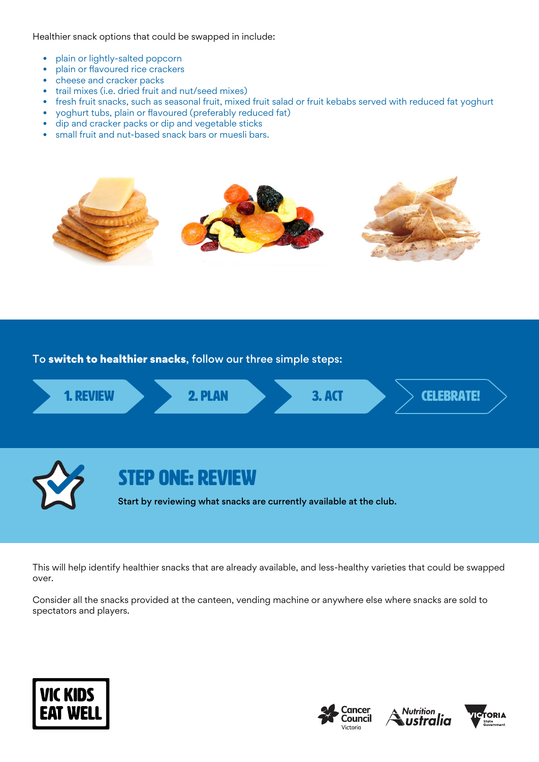Healthier snack options that could be swapped in include:

- plain or lightly-salted popcorn
- plain or flavoured rice crackers
- cheese and cracker packs
- trail mixes (i.e. dried fruit and nut/seed mixes)
- fresh fruit snacks, such as seasonal fruit, mixed fruit salad or fruit kebabs served with reduced fat yoghurt
- yoghurt tubs, plain or flavoured (preferably reduced fat)
- dip and cracker packs or dip and vegetable sticks
- small fruit and nut-based snack bars or muesli bars.

To **switch to healthier snacks**, follow our three simple steps:

1. REVIEW → 2. PLAN → 3. ACT → CELEBRATE!

## STEP ONE: REVIEW

**Start by reviewing what snacks are currently available at the club.**

This will help identify healthier snacks that are already available, and less-healthy varieties that could be swapped over.

Consider all the snacks provided at the canteen, vending machine or anywhere else where snacks are sold to spectators and players.

VIC KIDS EAT WELL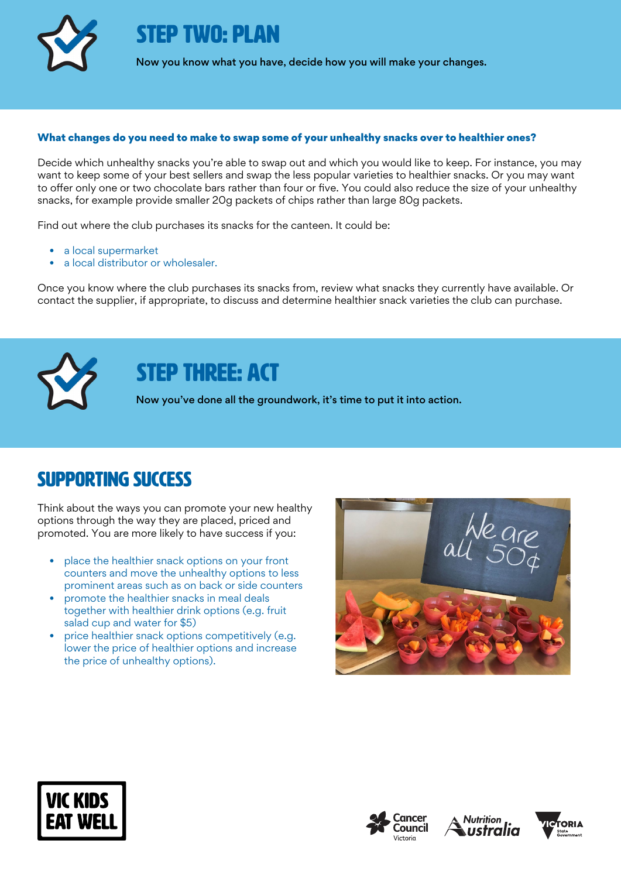# STEP TWO: PLAN

**Now you know what you have, decide how you will make your changes.**

### What changes do you need to make to swap some of your unhealthy snacks over to healthier ones?

Decide which unhealthy snacks you're able to swap out and which you would like to keep. For instance, you may want to keep some of your best sellers and swap the less popular varieties to healthier snacks. Or you may want to offer only one or two chocolate bars rather than four or five. You could also reduce the size of your unhealthy snacks, for example provide smaller 20g packets of chips rather than large 80g packets.

Find out where the club purchases its snacks for the canteen. It could be:

- a local supermarket
- a local distributor or wholesaler.

Once you know where the club purchases its snacks from, review what snacks they currently have available. Or contact the supplier, if appropriate, to discuss and determine healthier snack varieties the club can purchase.

# STEP THREE: ACT

**Now you've done all the groundwork, it's time to put it into action.**

## SUPPORTING SUCCESS

Think about the ways you can promote your new healthy options through the way they are placed, priced and promoted. You are more likely to have success if you:

- place the healthier snack options on your front counters and move the unhealthy options to less prominent areas such as on back or side counters
- promote the healthier snacks in meal deals together with healthier drink options (e.g. fruit salad cup and water for $5)
- price healthier snack options competitively (e.g. lower the price of healthier options and increase the price of unhealthy options).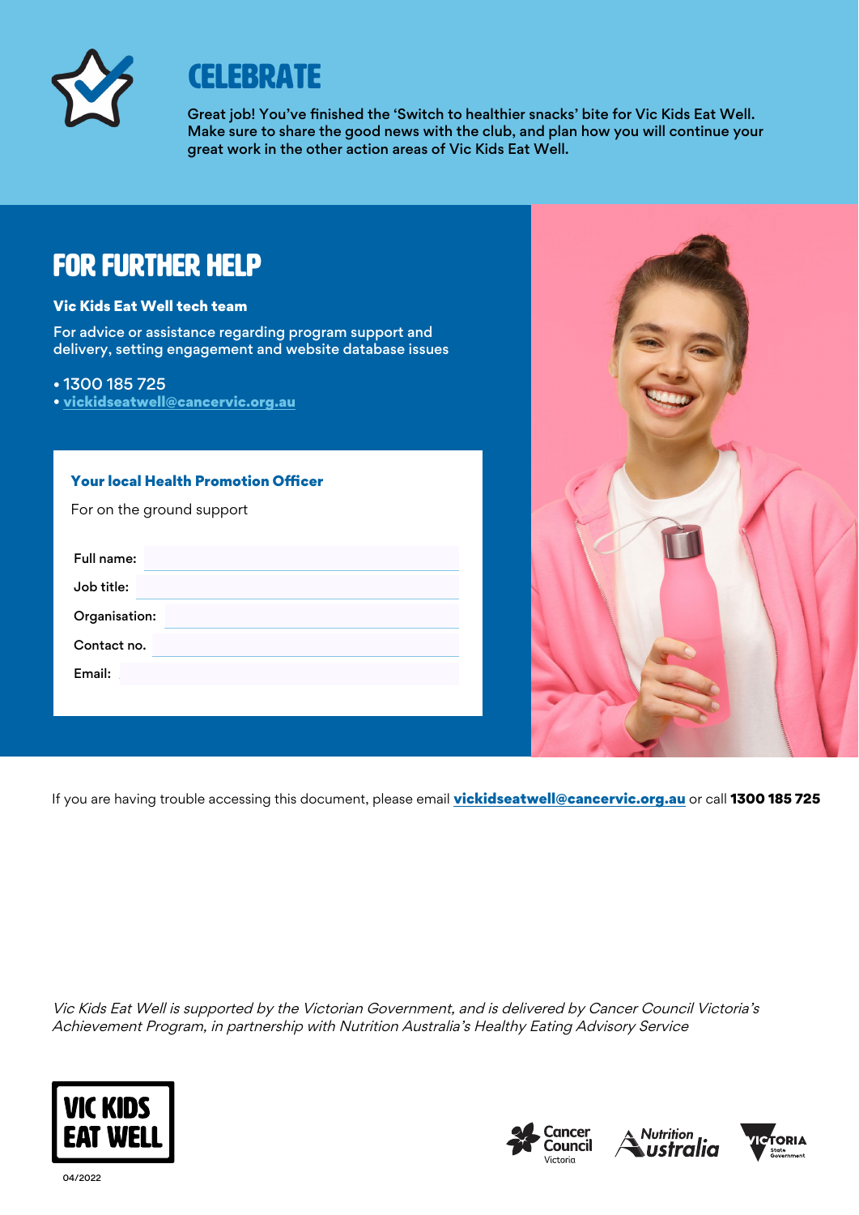# CELEBRATE

Great job! You've finished the 'Switch to healthier snacks' bite for Vic Kids Eat Well. Make sure to share the good news with the club, and plan how you will continue your great work in the other action areas of Vic Kids Eat Well.

## FOR FURTHER HELP

**Vic Kids Eat Well tech team**

For advice or assistance regarding program support and delivery, setting engagement and website database issues

- 1300 185 725
- **vickidseatwell@cancervic.org.au**

### Your local Health Promotion Officer

For on the ground support

Full name:

Job title:

Organisation:

Contact no.

Email:

If you are having trouble accessing this document, please email **vickidseatwell@cancervic.org.au** or call **1300 185 725**

*Vic Kids Eat Well is supported by the Victorian Government, and is delivered by Cancer Council Victoria's Achievement Program, in partnership with Nutrition Australia's Healthy Eating Advisory Service*

VIC KIDS EAT WELL

04/2022